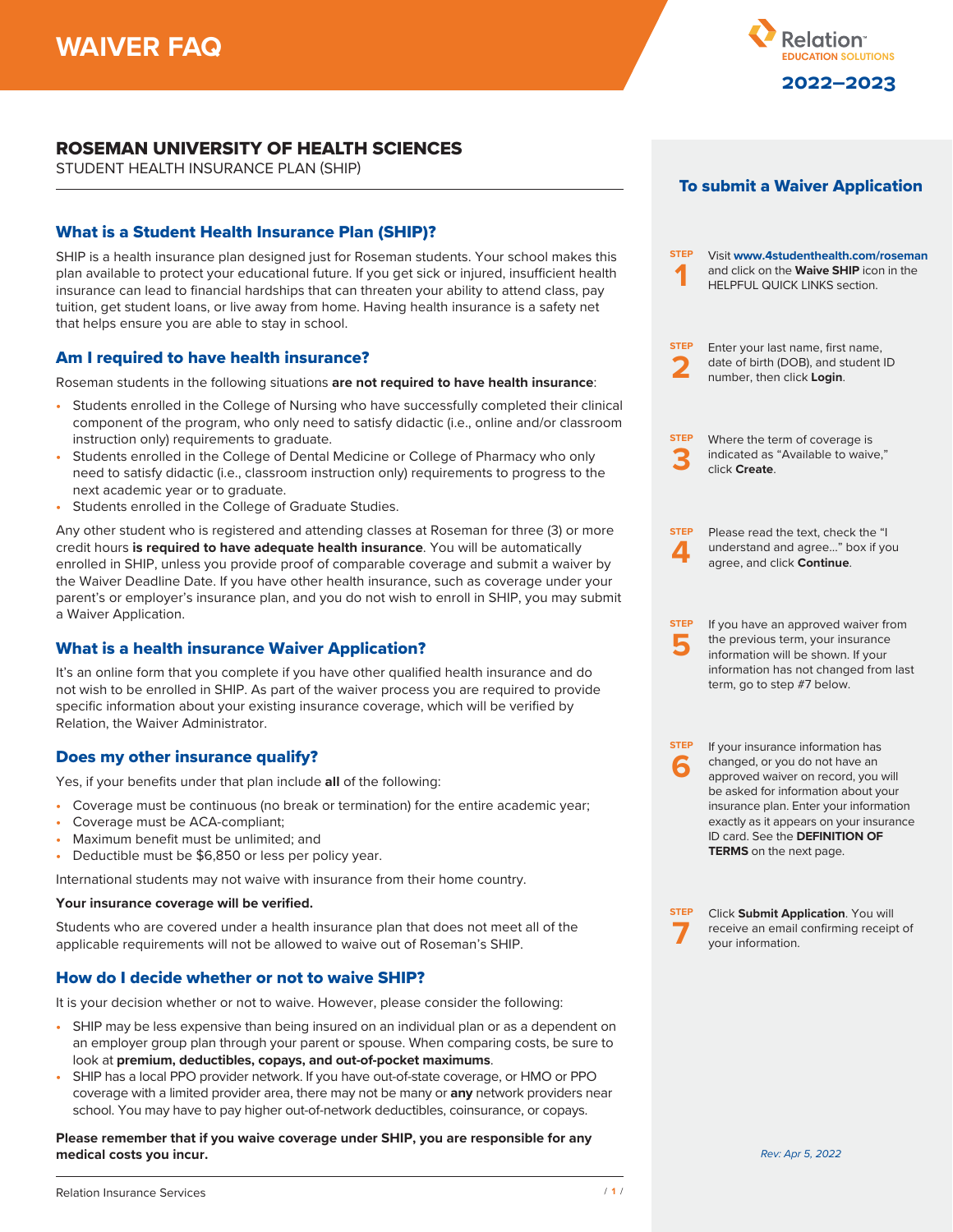# WAIVER FAQ

Relation™ EDUCATION SOLUTIONS

2022–2023

## ROSEMAN UNIVERSITY OF HEALTH SCIENCES

STUDENT HEALTH INSURANCE PLAN (SHIP)

### What is a Student Health Insurance Plan (SHIP)?

SHIP is a health insurance plan designed just for Roseman students. Your school makes this plan available to protect your educational future. If you get sick or injured, insufficient health insurance can lead to financial hardships that can threaten your ability to attend class, pay tuition, get student loans, or live away from home. Having health insurance is a safety net that helps ensure you are able to stay in school.

### Am I required to have health insurance?

Roseman students in the following situations **are not required to have health insurance**:

- Students enrolled in the College of Nursing who have successfully completed their clinical component of the program, who only need to satisfy didactic (i.e., online and/or classroom instruction only) requirements to graduate.
- Students enrolled in the College of Dental Medicine or College of Pharmacy who only need to satisfy didactic (i.e., classroom instruction only) requirements to progress to the next academic year or to graduate.
- Students enrolled in the College of Graduate Studies.

Any other student who is registered and attending classes at Roseman for three (3) or more credit hours **is required to have adequate health insurance**. You will be automatically enrolled in SHIP, unless you provide proof of comparable coverage and submit a waiver by the Waiver Deadline Date. If you have other health insurance, such as coverage under your parent's or employer's insurance plan, and you do not wish to enroll in SHIP, you may submit a Waiver Application.

### What is a health insurance Waiver Application?

It's an online form that you complete if you have other qualified health insurance and do not wish to be enrolled in SHIP. As part of the waiver process you are required to provide specific information about your existing insurance coverage, which will be verified by Relation, the Waiver Administrator.

### Does my other insurance qualify?

Yes, if your benefits under that plan include **all** of the following:

- Coverage must be continuous (no break or termination) for the entire academic year;
- Coverage must be ACA-compliant;
- Maximum benefit must be unlimited; and
- Deductible must be $6,850 or less per policy year.

International students may not waive with insurance from their home country.

**Your insurance coverage will be verified.**

Students who are covered under a health insurance plan that does not meet all of the applicable requirements will not be allowed to waive out of Roseman's SHIP.

### How do I decide whether or not to waive SHIP?

It is your decision whether or not to waive. However, please consider the following:

- SHIP may be less expensive than being insured on an individual plan or as a dependent on an employer group plan through your parent or spouse. When comparing costs, be sure to look at **premium, deductibles, copays, and out-of-pocket maximums**.
- SHIP has a local PPO provider network. If you have out-of-state coverage, or HMO or PPO coverage with a limited provider area, there may not be many or **any** network providers near school. You may have to pay higher out-of-network deductibles, coinsurance, or copays.

**Please remember that if you waive coverage under SHIP, you are responsible for any medical costs you incur.**

### To submit a Waiver Application

**STEP 1** Visit **www.4studenthealth.com/roseman** and click on the **Waive SHIP** icon in the HELPFUL QUICK LINKS section.

**STEP 2** Enter your last name, first name, date of birth (DOB), and student ID number, then click **Login**.

**STEP 3** Where the term of coverage is indicated as "Available to waive," click **Create**.

**STEP 4** Please read the text, check the "I understand and agree…" box if you agree, and click **Continue**.

**STEP 5** If you have an approved waiver from the previous term, your insurance information will be shown. If your information has not changed from last term, go to step #7 below.

**STEP 6** If your insurance information has changed, or you do not have an approved waiver on record, you will be asked for information about your insurance plan. Enter your information exactly as it appears on your insurance ID card. See the **DEFINITION OF TERMS** on the next page.

**STEP 7** Click **Submit Application**. You will receive an email confirming receipt of your information.

*Rev: Apr 5, 2022*

Relation Insurance Services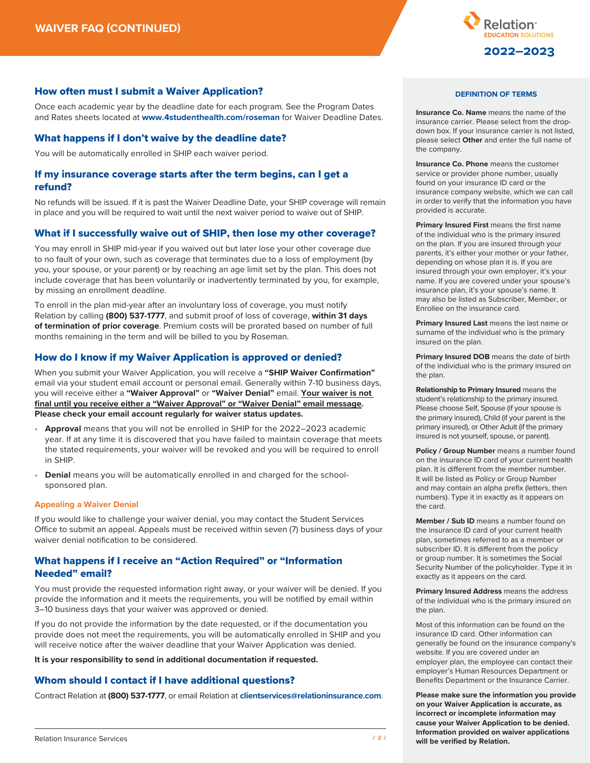# WAIVER FAQ (CONTINUED)

## How often must I submit a Waiver Application?

Once each academic year by the deadline date for each program. See the Program Dates and Rates sheets located at **www.4studenthealth.com/roseman** for Waiver Deadline Dates.

## What happens if I don't waive by the deadline date?

You will be automatically enrolled in SHIP each waiver period.

## If my insurance coverage starts after the term begins, can I get a refund?

No refunds will be issued. If it is past the Waiver Deadline Date, your SHIP coverage will remain in place and you will be required to wait until the next waiver period to waive out of SHIP.

## What if I successfully waive out of SHIP, then lose my other coverage?

You may enroll in SHIP mid-year if you waived out but later lose your other coverage due to no fault of your own, such as coverage that terminates due to a loss of employment (by you, your spouse, or your parent) or by reaching an age limit set by the plan. This does not include coverage that has been voluntarily or inadvertently terminated by you, for example, by missing an enrollment deadline.

To enroll in the plan mid-year after an involuntary loss of coverage, you must notify Relation by calling **(800) 537-1777**, and submit proof of loss of coverage, **within 31 days of termination of prior coverage**. Premium costs will be prorated based on number of full months remaining in the term and will be billed to you by Roseman.

## How do I know if my Waiver Application is approved or denied?

When you submit your Waiver Application, you will receive a **"SHIP Waiver Confirmation"** email via your student email account or personal email. Generally within 7-10 business days, you will receive either a **"Waiver Approval"** or **"Waiver Denial"** email. **Your waiver is not final until you receive either a "Waiver Approval" or "Waiver Denial" email message. Please check your email account regularly for waiver status updates.**

- **Approval** means that you will not be enrolled in SHIP for the 2022–2023 academic year. If at any time it is discovered that you have failed to maintain coverage that meets the stated requirements, your waiver will be revoked and you will be required to enroll in SHIP.
- **Denial** means you will be automatically enrolled in and charged for the school-sponsored plan.

### Appealing a Waiver Denial

If you would like to challenge your waiver denial, you may contact the Student Services Office to submit an appeal. Appeals must be received within seven (7) business days of your waiver denial notification to be considered.

## What happens if I receive an "Action Required" or "Information Needed" email?

You must provide the requested information right away, or your waiver will be denied. If you provide the information and it meets the requirements, you will be notified by email within 3–10 business days that your waiver was approved or denied.

If you do not provide the information by the date requested, or if the documentation you provide does not meet the requirements, you will be automatically enrolled in SHIP and you will receive notice after the waiver deadline that your Waiver Application was denied.

**It is your responsibility to send in additional documentation if requested.**

## Whom should I contact if I have additional questions?

Contract Relation at **(800) 537-1777**, or email Relation at **clientservices@relationinsurance.com**.

### DEFINITION OF TERMS

**Insurance Co. Name** means the name of the insurance carrier. Please select from the drop-down box. If your insurance carrier is not listed, please select **Other** and enter the full name of the company.

**Insurance Co. Phone** means the customer service or provider phone number, usually found on your insurance ID card or the insurance company website, which we can call in order to verify that the information you have provided is accurate.

**Primary Insured First** means the first name of the individual who is the primary insured on the plan. If you are insured through your parents, it's either your mother or your father, depending on whose plan it is. If you are insured through your own employer, it's your name. If you are covered under your spouse's insurance plan, it's your spouse's name. It may also be listed as Subscriber, Member, or Enrollee on the insurance card.

**Primary Insured Last** means the last name or surname of the individual who is the primary insured on the plan.

**Primary Insured DOB** means the date of birth of the individual who is the primary insured on the plan.

**Relationship to Primary Insured** means the student's relationship to the primary insured. Please choose Self, Spouse (if your spouse is the primary insured), Child (if your parent is the primary insured), or Other Adult (if the primary insured is not yourself, spouse, or parent).

**Policy / Group Number** means a number found on the insurance ID card of your current health plan. It is different from the member number. It will be listed as Policy or Group Number and may contain an alpha prefix (letters, then numbers). Type it in exactly as it appears on the card.

**Member / Sub ID** means a number found on the insurance ID card of your current health plan, sometimes referred to as a member or subscriber ID. It is different from the policy or group number. It is sometimes the Social Security Number of the policyholder. Type it in exactly as it appears on the card.

**Primary Insured Address** means the address of the individual who is the primary insured on the plan.

Most of this information can be found on the insurance ID card. Other information can generally be found on the insurance company's website. If you are covered under an employer plan, the employee can contact their employer's Human Resources Department or Benefits Department or the Insurance Carrier.

**Please make sure the information you provide on your Waiver Application is accurate, as incorrect or incomplete information may cause your Waiver Application to be denied. Information provided on waiver applications will be verified by Relation.**